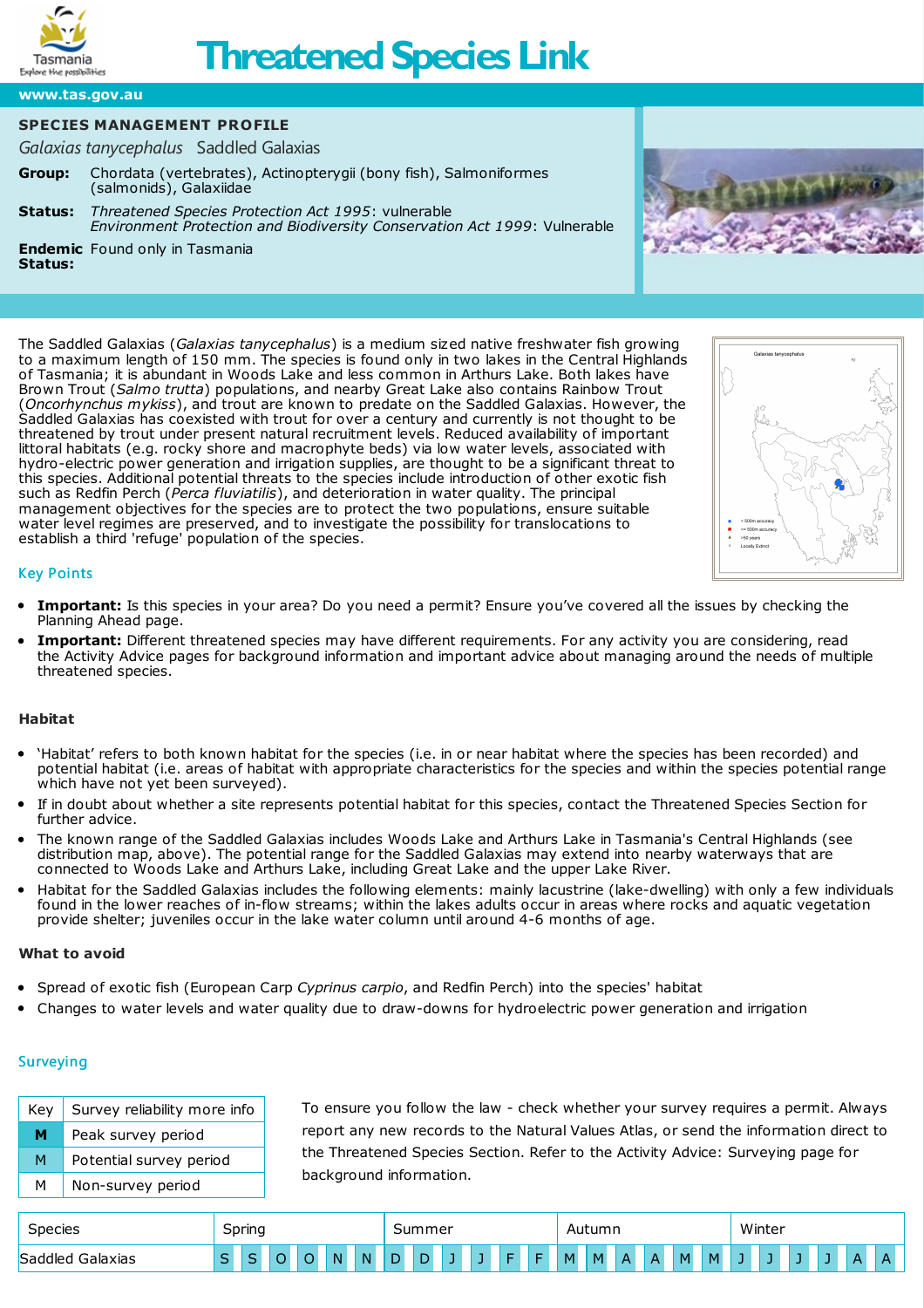# Threatened Species Link

www.tas.gov.au

## SPECIES MANAGEMENT PROFILE

*Galaxias tanycephalus* Saddled Galaxias

**Group:** Chordata (vertebrates), Actinopterygii (bony fish), Salmoniformes (salmonids), Galaxiidae

**Status:** *Threatened Species Protection Act 1995*: vulnerable
*Environment Protection and Biodiversity Conservation Act 1999*: Vulnerable

**Endemic Status:** Found only in Tasmania

The Saddled Galaxias (*Galaxias tanycephalus*) is a medium sized native freshwater fish growing to a maximum length of 150 mm. The species is found only in two lakes in the Central Highlands of Tasmania; it is abundant in Woods Lake and less common in Arthurs Lake. Both lakes have Brown Trout (*Salmo trutta*) populations, and nearby Great Lake also contains Rainbow Trout (*Oncorhynchus mykiss*), and trout are known to predate on the Saddled Galaxias. However, the Saddled Galaxias has coexisted with trout for over a century and currently is not thought to be threatened by trout under present natural recruitment levels. Reduced availability of important littoral habitats (e.g. rocky shore and macrophyte beds) via low water levels, associated with hydro-electric power generation and irrigation supplies, are thought to be a significant threat to this species. Additional potential threats to the species include introduction of other exotic fish such as Redfin Perch (*Perca fluviatilis*), and deterioration in water quality. The principal management objectives for the species are to protect the two populations, ensure suitable water level regimes are preserved, and to investigate the possibility for translocations to establish a third 'refuge' population of the species.

## Key Points

- **Important:** Is this species in your area? Do you need a permit? Ensure you've covered all the issues by checking the Planning Ahead page.
- **Important:** Different threatened species may have different requirements. For any activity you are considering, read the Activity Advice pages for background information and important advice about managing around the needs of multiple threatened species.

### Habitat

- 'Habitat' refers to both known habitat for the species (i.e. in or near habitat where the species has been recorded) and potential habitat (i.e. areas of habitat with appropriate characteristics for the species and within the species potential range which have not yet been surveyed).
- If in doubt about whether a site represents potential habitat for this species, contact the Threatened Species Section for further advice.
- The known range of the Saddled Galaxias includes Woods Lake and Arthurs Lake in Tasmania's Central Highlands (see distribution map, above). The potential range for the Saddled Galaxias may extend into nearby waterways that are connected to Woods Lake and Arthurs Lake, including Great Lake and the upper Lake River.
- Habitat for the Saddled Galaxias includes the following elements: mainly lacustrine (lake-dwelling) with only a few individuals found in the lower reaches of in-flow streams; within the lakes adult fish occur in areas where rocks and aquatic vegetation provide shelter; juveniles occur in the lake water column until around 4-6 months of age.

### What to avoid

- Spread of exotic fish (European Carp *Cyprinus carpio*, and Redfin Perch) into the species' habitat
- Changes to water levels and water quality due to draw-downs for hydroelectric power generation and irrigation

## Surveying

| Key | Survey reliability more info |
|---|---|
| **M** | Peak survey period |
| M | Potential survey period |
| M | Non-survey period |

To ensure you follow the law - check whether your survey requires a permit. Always report any new records to the Natural Values Atlas, or send the information direct to the Threatened Species Section. Refer to the Activity Advice: Surveying page for background information.

| Species | Spring | | | | | | Summer | | | | | | Autumn | | | | | | Winter | | | | | |
|---|---|---|---|---|---|---|---|---|---|---|---|---|---|---|---|---|---|---|---|---|---|---|---|---|
| Saddled Galaxias | S | S | O | O | N | N | D | D | J | J | F | F | M | M | A | A | M | M | J | J | J | J | A | A |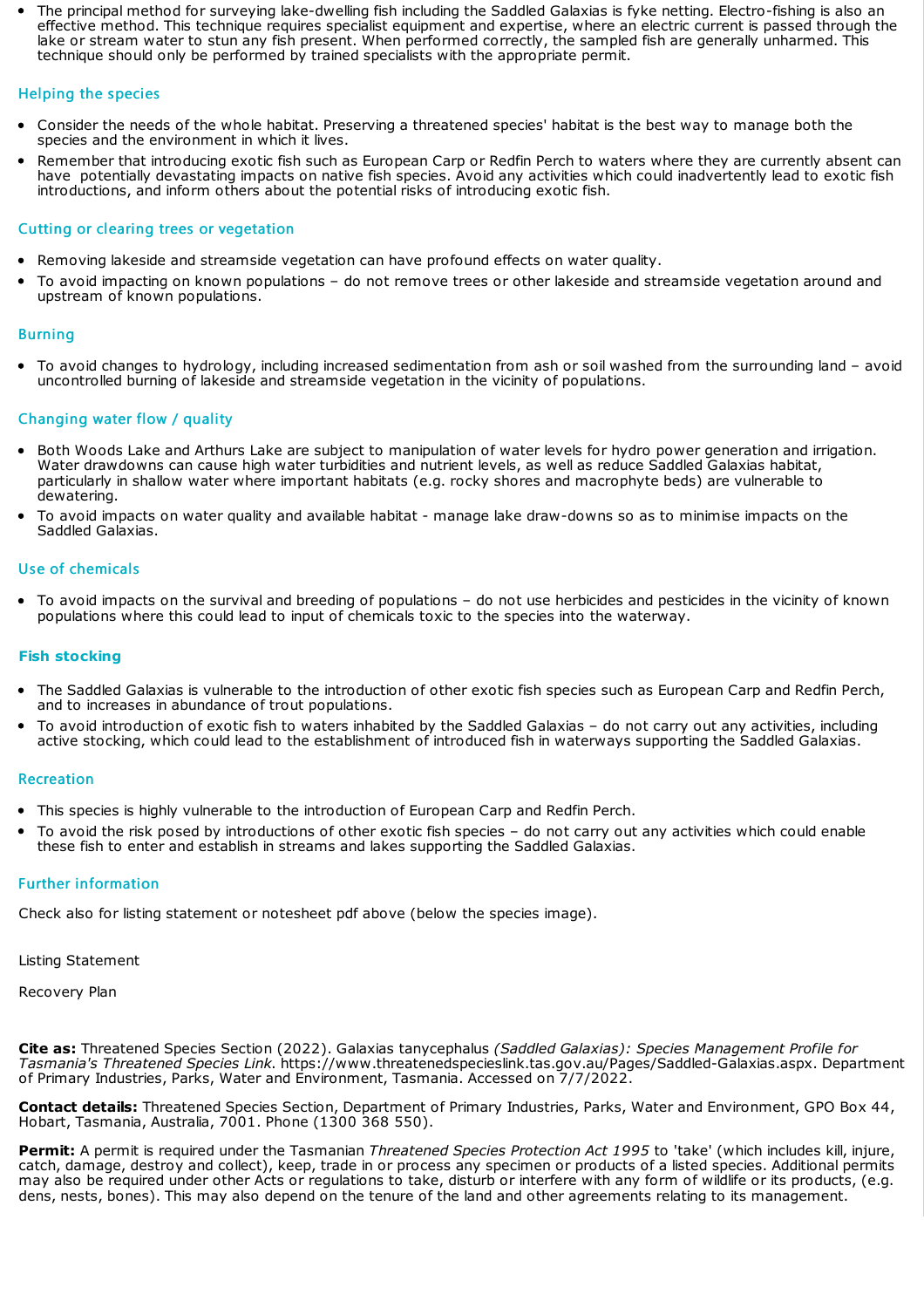- The principal method for surveying lake-dwelling fish including the Saddled Galaxias is fyke netting. Electro-fishing is also an effective method. This technique requires specialist equipment and expertise, where an electric current is passed through the lake or stream water to stun any fish present. When performed correctly, the sampled fish are generally unharmed. This technique should only be performed by trained specialists with the appropriate permit.

## Helping the species

- Consider the needs of the whole habitat. Preserving a threatened species' habitat is the best way to manage both the species and the environment in which it lives.
- Remember that introducing exotic fish such as European Carp or Redfin Perch to waters where they are currently absent can have potentially devastating impacts on native fish species. Avoid any activities which could inadvertently lead to exotic fish introductions, and inform others about the potential risks of introducing exotic fish.

## Cutting or clearing trees or vegetation

- Removing lakeside and streamside vegetation can have profound effects on water quality.
- To avoid impacting on known populations – do not remove trees or other lakeside and streamside vegetation around and upstream of known populations.

## Burning

- To avoid changes to hydrology, including increased sedimentation from ash or soil washed from the surrounding land – avoid uncontrolled burning of lakeside and streamside vegetation in the vicinity of populations.

## Changing water flow / quality

- Both Woods Lake and Arthurs Lake are subject to manipulation of water levels for hydro power generation and irrigation. Water drawdowns can cause high water turbidities and nutrient levels, as well as reduce Saddled Galaxias habitat, particularly in shallow water where important habitats (e.g. rocky shores and macrophyte beds) are vulnerable to dewatering.
- To avoid impacts on water quality and available habitat - manage lake draw-downs so as to minimise impacts on the Saddled Galaxias.

## Use of chemicals

- To avoid impacts on the survival and breeding of populations – do not use herbicides and pesticides in the vicinity of known populations where this could lead to input of chemicals toxic to the species into the waterway.

## Fish stocking

- The Saddled Galaxias is vulnerable to the introduction of other exotic fish species such as European Carp and Redfin Perch, and to increases in abundance of trout populations.
- To avoid introduction of exotic fish to waters inhabited by the Saddled Galaxias – do not carry out any activities, including active stocking, which could lead to the establishment of introduced fish in waterways supporting the Saddled Galaxias.

## Recreation

- This species is highly vulnerable to the introduction of European Carp and Redfin Perch.
- To avoid the risk posed by introductions of other exotic fish species – do not carry out any activities which could enable these fish to enter and establish in streams and lakes supporting the Saddled Galaxias.

## Further information

Check also for listing statement or notesheet pdf above (below the species image).

Listing Statement

Recovery Plan

**Cite as:** Threatened Species Section (2022). Galaxias tanycephalus *(Saddled Galaxias): Species Management Profile for Tasmania's Threatened Species Link*. https://www.threatenedspecieslink.tas.gov.au/Pages/Saddled-Galaxias.aspx. Department of Primary Industries, Parks, Water and Environment, Tasmania. Accessed on 7/7/2022.

**Contact details:** Threatened Species Section, Department of Primary Industries, Parks, Water and Environment, GPO Box 44, Hobart, Tasmania, Australia, 7001. Phone (1300 368 550).

**Permit:** A permit is required under the Tasmanian *Threatened Species Protection Act 1995* to 'take' (which includes kill, injure, catch, damage, destroy and collect), keep, trade in or process any specimen or products of a listed species. Additional permits may also be required under other Acts or regulations to take, disturb or interfere with any form of wildlife or its products, (e.g. dens, nests, bones). This may also depend on the tenure of the land and other agreements relating to its management.